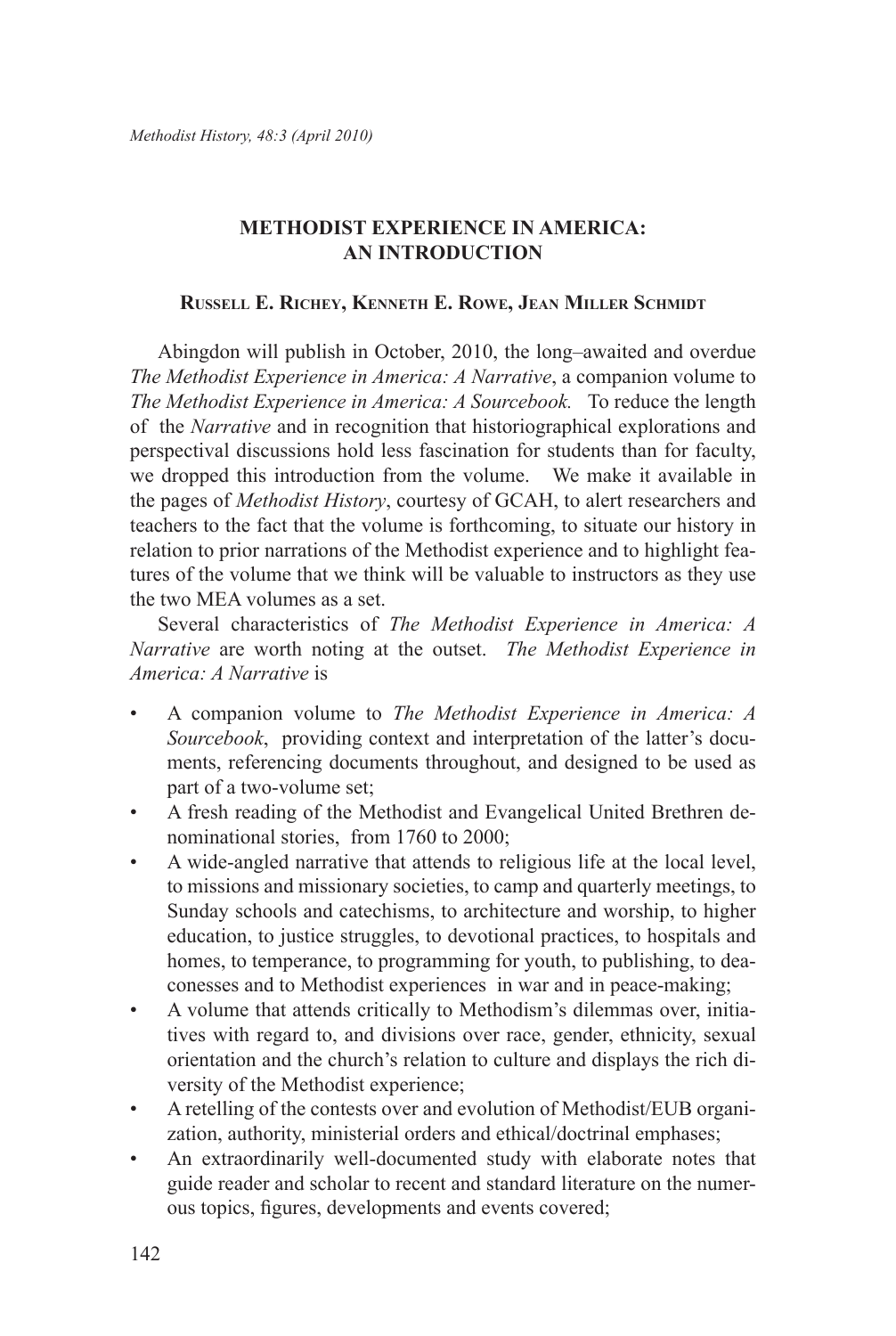# METHODIST EXPERIENCE IN AMERICA: AN INTRODUCTION

**Russell E. Richey, Kenneth E. Rowe, Jean Miller Schmidt**

Abingdon will publish in October, 2010, the long–awaited and overdue *The Methodist Experience in America: A Narrative*, a companion volume to *The Methodist Experience in America: A Sourcebook.* To reduce the length of the *Narrative* and in recognition that historiographical explorations and perspectival discussions hold less fascination for students than for faculty, we dropped this introduction from the volume. We make it available in the pages of *Methodist History*, courtesy of GCAH, to alert researchers and teachers to the fact that the volume is forthcoming, to situate our history in relation to prior narrations of the Methodist experience and to highlight features of the volume that we think will be valuable to instructors as they use the two MEA volumes as a set.

Several characteristics of *The Methodist Experience in America: A Narrative* are worth noting at the outset. *The Methodist Experience in America: A Narrative* is

- A companion volume to *The Methodist Experience in America: A Sourcebook*, providing context and interpretation of the latter's documents, referencing documents throughout, and designed to be used as part of a two-volume set;
- A fresh reading of the Methodist and Evangelical United Brethren denominational stories, from 1760 to 2000;
- A wide-angled narrative that attends to religious life at the local level, to missions and missionary societies, to camp and quarterly meetings, to Sunday schools and catechisms, to architecture and worship, to higher education, to justice struggles, to devotional practices, to hospitals and homes, to temperance, to programming for youth, to publishing, to deaconesses and to Methodist experiences in war and in peace-making;
- A volume that attends critically to Methodism's dilemmas over, initiatives with regard to, and divisions over race, gender, ethnicity, sexual orientation and the church's relation to culture and displays the rich diversity of the Methodist experience;
- A retelling of the contests over and evolution of Methodist/EUB organization, authority, ministerial orders and ethical/doctrinal emphases;
- An extraordinarily well-documented study with elaborate notes that guide reader and scholar to recent and standard literature on the numerous topics, figures, developments and events covered;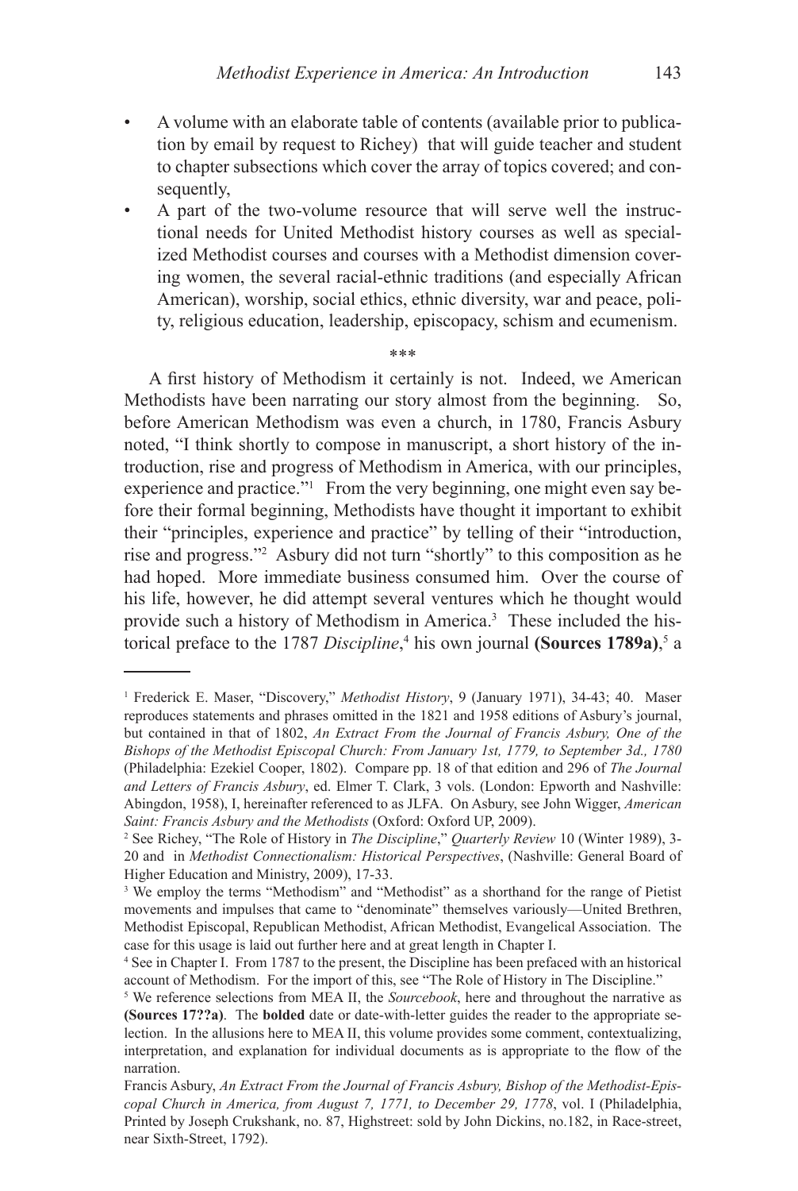- A volume with an elaborate table of contents (available prior to publication by email by request to Richey) that will guide teacher and student to chapter subsections which cover the array of topics covered; and consequently,
- A part of the two-volume resource that will serve well the instructional needs for United Methodist history courses as well as specialized Methodist courses and courses with a Methodist dimension covering women, the several racial-ethnic traditions (and especially African American), worship, social ethics, ethnic diversity, war and peace, polity, religious education, leadership, episcopacy, schism and ecumenism.

\*\*\*

A first history of Methodism it certainly is not. Indeed, we American Methodists have been narrating our story almost from the beginning. So, before American Methodism was even a church, in 1780, Francis Asbury noted, "I think shortly to compose in manuscript, a short history of the introduction, rise and progress of Methodism in America, with our principles, experience and practice."[1] From the very beginning, one might even say before their formal beginning, Methodists have thought it important to exhibit their "principles, experience and practice" by telling of their "introduction, rise and progress."[2] Asbury did not turn "shortly" to this composition as he had hoped. More immediate business consumed him. Over the course of his life, however, he did attempt several ventures which he thought would provide such a history of Methodism in America.[3] These included the historical preface to the 1787 *Discipline*,[4] his own journal **(Sources 1789a)**,[5] a

---

[1] Frederick E. Maser, "Discovery," *Methodist History*, 9 (January 1971), 34-43; 40. Maser reproduces statements and phrases omitted in the 1821 and 1958 editions of Asbury's journal, but contained in that of 1802, *An Extract From the Journal of Francis Asbury, One of the Bishops of the Methodist Episcopal Church: From January 1st, 1779, to September 3d., 1780* (Philadelphia: Ezekiel Cooper, 1802). Compare pp. 18 of that edition and 296 of *The Journal and Letters of Francis Asbury*, ed. Elmer T. Clark, 3 vols. (London: Epworth and Nashville: Abingdon, 1958), I, hereinafter referenced to as JLFA. On Asbury, see John Wigger, *American Saint: Francis Asbury and the Methodists* (Oxford: Oxford UP, 2009).

[2] See Richey, "The Role of History in *The Discipline*," *Quarterly Review* 10 (Winter 1989), 3-20 and in *Methodist Connectionalism: Historical Perspectives*, (Nashville: General Board of Higher Education and Ministry, 2009), 17-33.

[3] We employ the terms "Methodism" and "Methodist" as a shorthand for the range of Pietist movements and impulses that came to "denominate" themselves variously—United Brethren, Methodist Episcopal, Republican Methodist, African Methodist, Evangelical Association. The case for this usage is laid out further here and at great length in Chapter I.

[4] See in Chapter I. From 1787 to the present, the Discipline has been prefaced with an historical account of Methodism. For the import of this, see "The Role of History in The Discipline."

[5] We reference selections from MEA II, the *Sourcebook*, here and throughout the narrative as **(Sources 17??a)**. The **bolded** date or date-with-letter guides the reader to the appropriate selection. In the allusions here to MEA II, this volume provides some comment, contextualizing, interpretation, and explanation for individual documents as is appropriate to the flow of the narration.

Francis Asbury, *An Extract From the Journal of Francis Asbury, Bishop of the Methodist-Episcopal Church in America, from August 7, 1771, to December 29, 1778*, vol. I (Philadelphia, Printed by Joseph Crukshank, no. 87, Highstreet: sold by John Dickins, no.182, in Race-street, near Sixth-Street, 1792).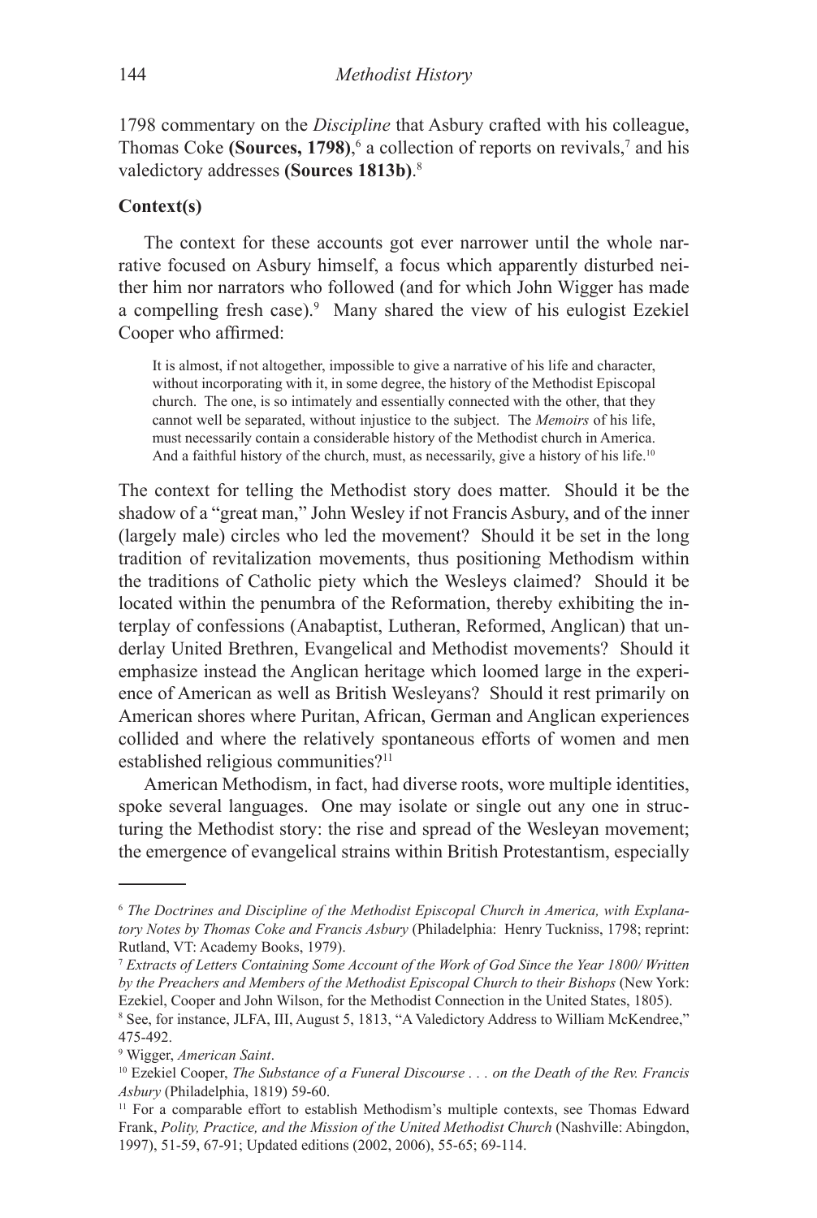1798 commentary on the *Discipline* that Asbury crafted with his colleague, Thomas Coke **(Sources, 1798)**,[6] a collection of reports on revivals,[7] and his valedictory addresses **(Sources 1813b)**.[8]

**Context(s)**

The context for these accounts got ever narrower until the whole narrative focused on Asbury himself, a focus which apparently disturbed neither him nor narrators who followed (and for which John Wigger has made a compelling fresh case).[9] Many shared the view of his eulogist Ezekiel Cooper who affirmed:

> It is almost, if not altogether, impossible to give a narrative of his life and character, without incorporating with it, in some degree, the history of the Methodist Episcopal church. The one, is so intimately and essentially connected with the other, that they cannot well be separated, without injustice to the subject. The *Memoirs* of his life, must necessarily contain a considerable history of the Methodist church in America. And a faithful history of the church, must, as necessarily, give a history of his life.[10]

The context for telling the Methodist story does matter. Should it be the shadow of a "great man," John Wesley if not Francis Asbury, and of the inner (largely male) circles who led the movement? Should it be set in the long tradition of revitalization movements, thus positioning Methodism within the traditions of Catholic piety which the Wesleys claimed? Should it be located within the penumbra of the Reformation, thereby exhibiting the interplay of confessions (Anabaptist, Lutheran, Reformed, Anglican) that underlay United Brethren, Evangelical and Methodist movements? Should it emphasize instead the Anglican heritage which loomed large in the experience of American as well as British Wesleyans? Should it rest primarily on American shores where Puritan, African, German and Anglican experiences collided and where the relatively spontaneous efforts of women and men established religious communities?[11]

American Methodism, in fact, had diverse roots, wore multiple identities, spoke several languages. One may isolate or single out any one in structuring the Methodist story: the rise and spread of the Wesleyan movement; the emergence of evangelical strains within British Protestantism, especially

---

[6] *The Doctrines and Discipline of the Methodist Episcopal Church in America, with Explanatory Notes by Thomas Coke and Francis Asbury* (Philadelphia: Henry Tuckniss, 1798; reprint: Rutland, VT: Academy Books, 1979).

[7] *Extracts of Letters Containing Some Account of the Work of God Since the Year 1800/ Written by the Preachers and Members of the Methodist Episcopal Church to their Bishops* (New York: Ezekiel, Cooper and John Wilson, for the Methodist Connection in the United States, 1805).

[8] See, for instance, JLFA, III, August 5, 1813, "A Valedictory Address to William McKendree," 475-492.

[9] Wigger, *American Saint*.

[10] Ezekiel Cooper, *The Substance of a Funeral Discourse . . . on the Death of the Rev. Francis Asbury* (Philadelphia, 1819) 59-60.

[11] For a comparable effort to establish Methodism's multiple contexts, see Thomas Edward Frank, *Polity, Practice, and the Mission of the United Methodist Church* (Nashville: Abingdon, 1997), 51-59, 67-91; Updated editions (2002, 2006), 55-65; 69-114.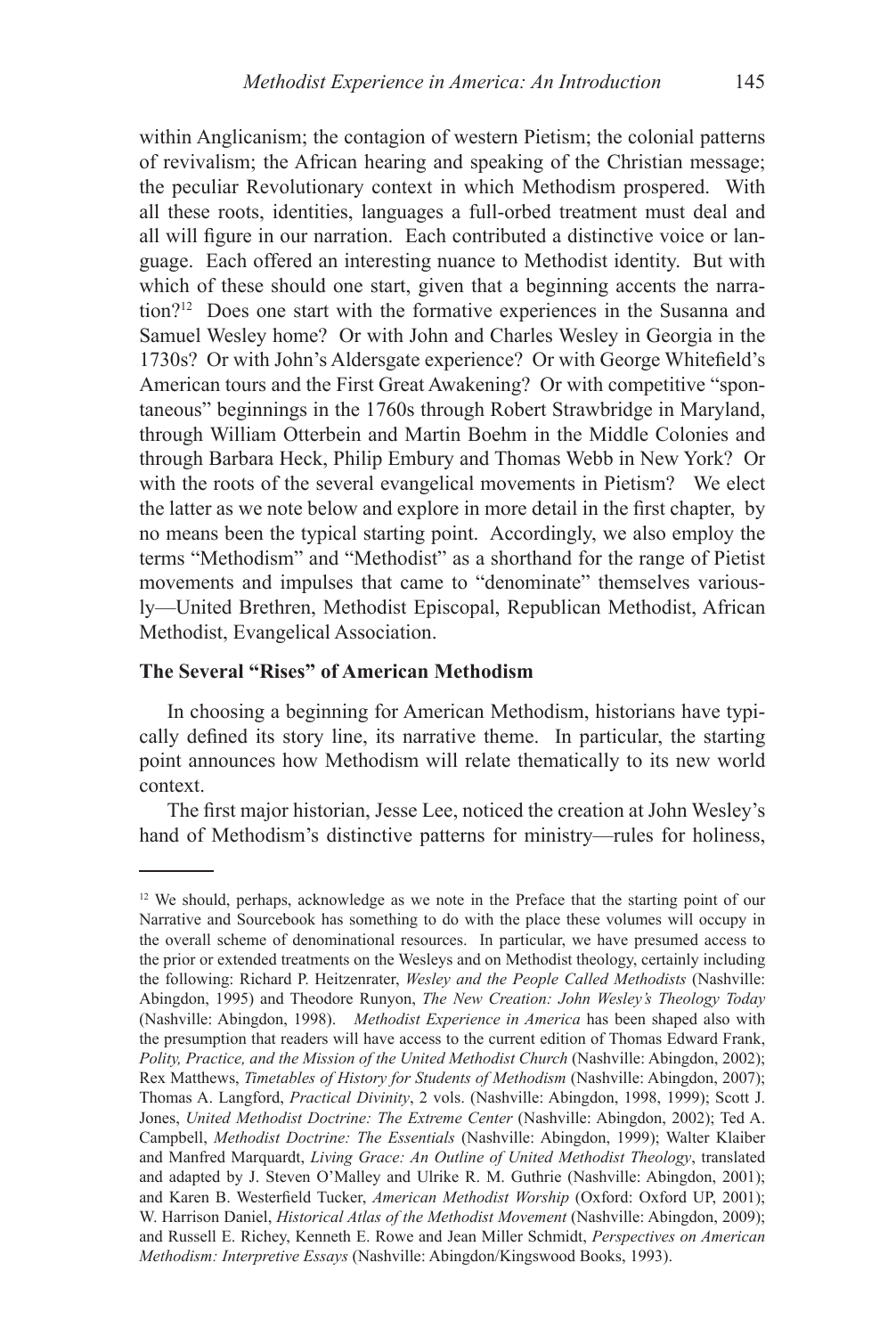within Anglicanism; the contagion of western Pietism; the colonial patterns of revivalism; the African hearing and speaking of the Christian message; the peculiar Revolutionary context in which Methodism prospered. With all these roots, identities, languages a full-orbed treatment must deal and all will figure in our narration. Each contributed a distinctive voice or language. Each offered an interesting nuance to Methodist identity. But with which of these should one start, given that a beginning accents the narration?[12] Does one start with the formative experiences in the Susanna and Samuel Wesley home? Or with John and Charles Wesley in Georgia in the 1730s? Or with John's Aldersgate experience? Or with George Whitefield's American tours and the First Great Awakening? Or with competitive "spontaneous" beginnings in the 1760s through Robert Strawbridge in Maryland, through William Otterbein and Martin Boehm in the Middle Colonies and through Barbara Heck, Philip Embury and Thomas Webb in New York? Or with the roots of the several evangelical movements in Pietism? We elect the latter as we note below and explore in more detail in the first chapter, by no means been the typical starting point. Accordingly, we also employ the terms "Methodism" and "Methodist" as a shorthand for the range of Pietist movements and impulses that came to "denominate" themselves variously—United Brethren, Methodist Episcopal, Republican Methodist, African Methodist, Evangelical Association.

**The Several "Rises" of American Methodism**

In choosing a beginning for American Methodism, historians have typically defined its story line, its narrative theme. In particular, the starting point announces how Methodism will relate thematically to its new world context.

The first major historian, Jesse Lee, noticed the creation at John Wesley's hand of Methodism's distinctive patterns for ministry—rules for holiness,

---

[12] We should, perhaps, acknowledge as we note in the Preface that the starting point of our Narrative and Sourcebook has something to do with the place these volumes will occupy in the overall scheme of denominational resources. In particular, we have presumed access to the prior or extended treatments on the Wesleys and on Methodist theology, certainly including the following: Richard P. Heitzenrater, *Wesley and the People Called Methodists* (Nashville: Abingdon, 1995) and Theodore Runyon, *The New Creation: John Wesley's Theology Today* (Nashville: Abingdon, 1998). *Methodist Experience in America* has been shaped also with the presumption that readers will have access to the current edition of Thomas Edward Frank, *Polity, Practice, and the Mission of the United Methodist Church* (Nashville: Abingdon, 2002); Rex Matthews, *Timetables of History for Students of Methodism* (Nashville: Abingdon, 2007); Thomas A. Langford, *Practical Divinity*, 2 vols. (Nashville: Abingdon, 1998, 1999); Scott J. Jones, *United Methodist Doctrine: The Extreme Center* (Nashville: Abingdon, 2002); Ted A. Campbell, *Methodist Doctrine: The Essentials* (Nashville: Abingdon, 1999); Walter Klaiber and Manfred Marquardt, *Living Grace: An Outline of United Methodist Theology*, translated and adapted by J. Steven O'Malley and Ulrike R. M. Guthrie (Nashville: Abingdon, 2001); and Karen B. Westerfield Tucker, *American Methodist Worship* (Oxford: Oxford UP, 2001); W. Harrison Daniel, *Historical Atlas of the Methodist Movement* (Nashville: Abingdon, 2009); and Russell E. Richey, Kenneth E. Rowe and Jean Miller Schmidt, *Perspectives on American Methodism: Interpretive Essays* (Nashville: Abingdon/Kingswood Books, 1993).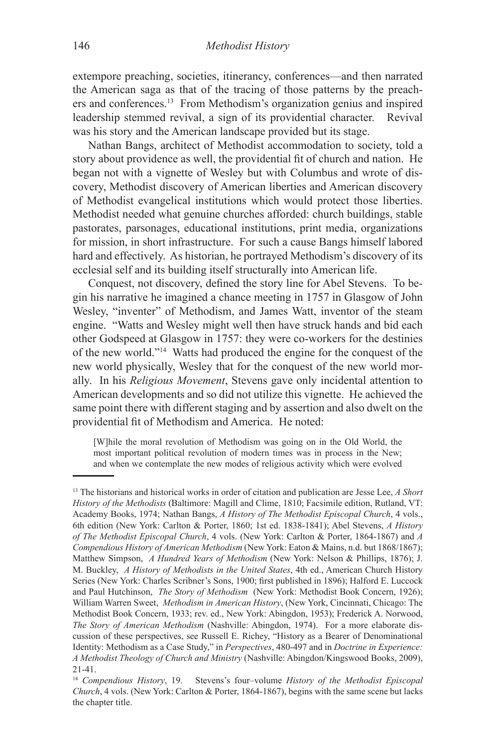extempore preaching, societies, itinerancy, conferences—and then narrated the American saga as that of the tracing of those patterns by the preachers and conferences.[13] From Methodism's organization genius and inspired leadership stemmed revival, a sign of its providential character. Revival was his story and the American landscape provided but its stage.

Nathan Bangs, architect of Methodist accommodation to society, told a story about providence as well, the providential fit of church and nation. He began not with a vignette of Wesley but with Columbus and wrote of discovery, Methodist discovery of American liberties and American discovery of Methodist evangelical institutions which would protect those liberties. Methodist needed what genuine churches afforded: church buildings, stable pastorates, parsonages, educational institutions, print media, organizations for mission, in short infrastructure. For such a cause Bangs himself labored hard and effectively. As historian, he portrayed Methodism's discovery of its ecclesial self and its building itself structurally into American life.

Conquest, not discovery, defined the story line for Abel Stevens. To begin his narrative he imagined a chance meeting in 1757 in Glasgow of John Wesley, "inventer" of Methodism, and James Watt, inventor of the steam engine. "Watts and Wesley might well then have struck hands and bid each other Godspeed at Glasgow in 1757: they were co-workers for the destinies of the new world."[14] Watts had produced the engine for the conquest of the new world physically, Wesley that for the conquest of the new world morally. In his *Religious Movement*, Stevens gave only incidental attention to American developments and so did not utilize this vignette. He achieved the same point there with different staging and by assertion and also dwelt on the providential fit of Methodism and America. He noted:

> [W]hile the moral revolution of Methodism was going on in the Old World, the most important political revolution of modern times was in process in the New; and when we contemplate the new modes of religious activity which were evolved

[13] The historians and historical works in order of citation and publication are Jesse Lee, *A Short History of the Methodists* (Baltimore: Magill and Clime, 1810; Facsimile edition, Rutland, VT: Academy Books, 1974; Nathan Bangs, *A History of The Methodist Episcopal Church*, 4 vols., 6th edition (New York: Carlton & Porter, 1860; 1st ed. 1838-1841); Abel Stevens, *A History of The Methodist Episcopal Church*, 4 vols. (New York: Carlton & Porter, 1864-1867) and *A Compendious History of American Methodism* (New York: Eaton & Mains, n.d. but 1868/1867); Matthew Simpson, *A Hundred Years of Methodism* (New York: Nelson & Phillips, 1876); J. M. Buckley, *A History of Methodists in the United States*, 4th ed., American Church History Series (New York: Charles Scribner's Sons, 1900; first published in 1896); Halford E. Luccock and Paul Hutchinson, *The Story of Methodism* (New York: Methodist Book Concern, 1926); William Warren Sweet, *Methodism in American History*, (New York, Cincinnati, Chicago: The Methodist Book Concern, 1933; rev. ed., New York: Abingdon, 1953); Frederick A. Norwood, *The Story of American Methodism* (Nashville: Abingdon, 1974). For a more elaborate discussion of these perspectives, see Russell E. Richey, "History as a Bearer of Denominational Identity: Methodism as a Case Study," in *Perspectives*, 480-497 and in *Doctrine in Experience: A Methodist Theology of Church and Ministry* (Nashville: Abingdon/Kingswood Books, 2009), 21-41.

[14] *Compendious History*, 19. Stevens's four–volume *History of the Methodist Episcopal Church*, 4 vols. (New York: Carlton & Porter, 1864-1867), begins with the same scene but lacks the chapter title.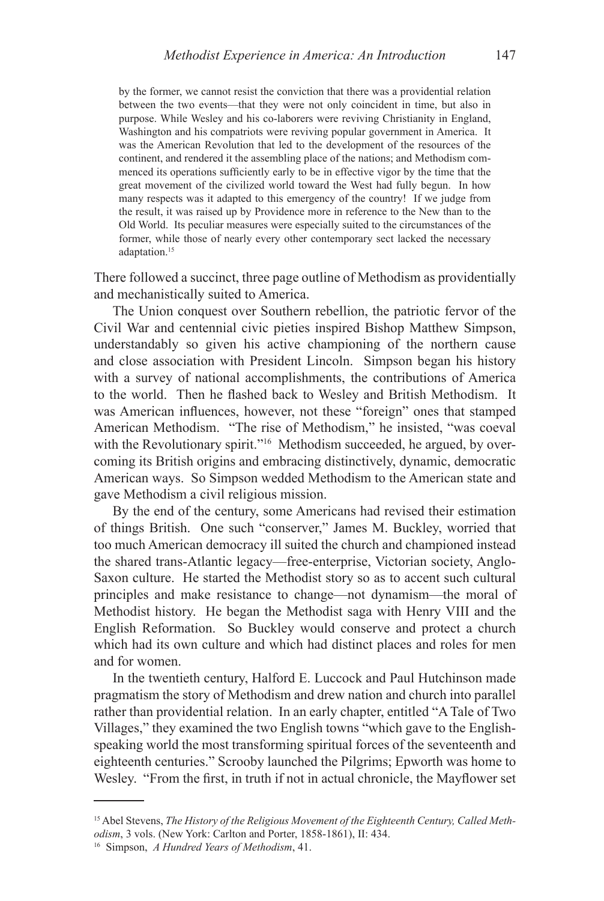> by the former, we cannot resist the conviction that there was a providential relation between the two events—that they were not only coincident in time, but also in purpose. While Wesley and his co-laborers were reviving Christianity in England, Washington and his compatriots were reviving popular government in America. It was the American Revolution that led to the development of the resources of the continent, and rendered it the assembling place of the nations; and Methodism commenced its operations sufficiently early to be in effective vigor by the time that the great movement of the civilized world toward the West had fully begun. In how many respects was it adapted to this emergency of the country! If we judge from the result, it was raised up by Providence more in reference to the New than to the Old World. Its peculiar measures were especially suited to the circumstances of the former, while those of nearly every other contemporary sect lacked the necessary adaptation.[15]

There followed a succinct, three page outline of Methodism as providentially and mechanistically suited to America.

The Union conquest over Southern rebellion, the patriotic fervor of the Civil War and centennial civic pieties inspired Bishop Matthew Simpson, understandably so given his active championing of the northern cause and close association with President Lincoln. Simpson began his history with a survey of national accomplishments, the contributions of America to the world. Then he flashed back to Wesley and British Methodism. It was American influences, however, not these "foreign" ones that stamped American Methodism. "The rise of Methodism," he insisted, "was coeval with the Revolutionary spirit."[16] Methodism succeeded, he argued, by overcoming its British origins and embracing distinctively, dynamic, democratic American ways. So Simpson wedded Methodism to the American state and gave Methodism a civil religious mission.

By the end of the century, some Americans had revised their estimation of things British. One such "conserver," James M. Buckley, worried that too much American democracy ill suited the church and championed instead the shared trans-Atlantic legacy—free-enterprise, Victorian society, Anglo-Saxon culture. He started the Methodist story so as to accent such cultural principles and make resistance to change—not dynamism—the moral of Methodist history. He began the Methodist saga with Henry VIII and the English Reformation. So Buckley would conserve and protect a church which had its own culture and which had distinct places and roles for men and for women.

In the twentieth century, Halford E. Luccock and Paul Hutchinson made pragmatism the story of Methodism and drew nation and church into parallel rather than providential relation. In an early chapter, entitled "A Tale of Two Villages," they examined the two English towns "which gave to the English-speaking world the most transforming spiritual forces of the seventeenth and eighteenth centuries." Scrooby launched the Pilgrims; Epworth was home to Wesley. "From the first, in truth if not in actual chronicle, the Mayflower set

---

[15] Abel Stevens, *The History of the Religious Movement of the Eighteenth Century, Called Methodism*, 3 vols. (New York: Carlton and Porter, 1858-1861), II: 434.

[16] Simpson, *A Hundred Years of Methodism*, 41.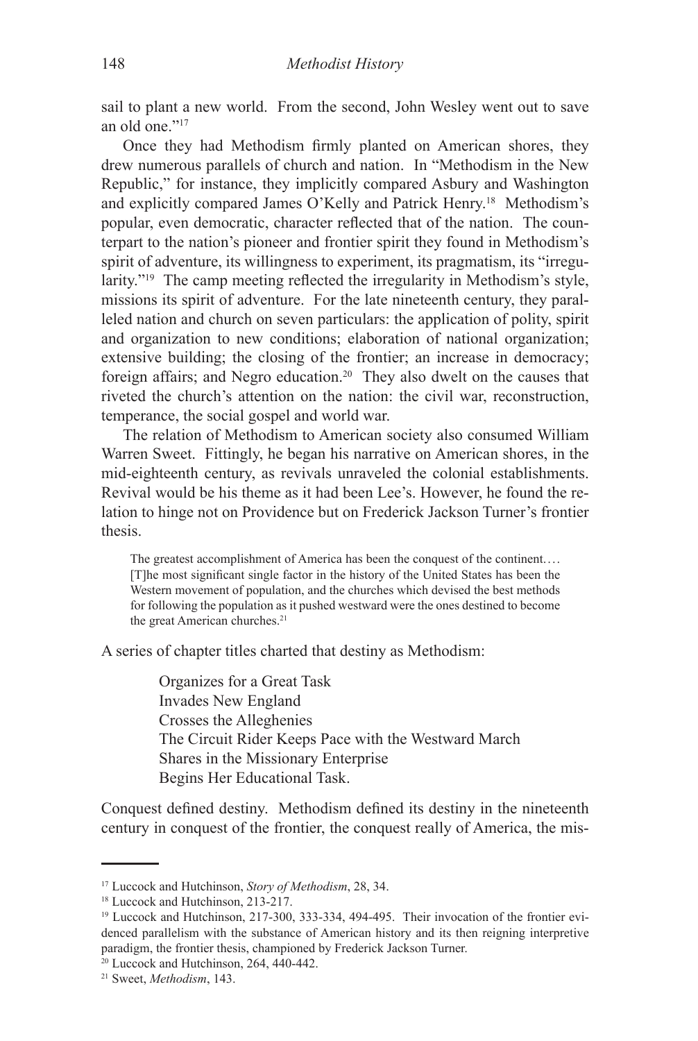sail to plant a new world. From the second, John Wesley went out to save an old one."[17]

Once they had Methodism firmly planted on American shores, they drew numerous parallels of church and nation. In "Methodism in the New Republic," for instance, they implicitly compared Asbury and Washington and explicitly compared James O'Kelly and Patrick Henry.[18] Methodism's popular, even democratic, character reflected that of the nation. The counterpart to the nation's pioneer and frontier spirit they found in Methodism's spirit of adventure, its willingness to experiment, its pragmatism, its "irregularity."[19] The camp meeting reflected the irregularity in Methodism's style, missions its spirit of adventure. For the late nineteenth century, they paralleled nation and church on seven particulars: the application of polity, spirit and organization to new conditions; elaboration of national organization; extensive building; the closing of the frontier; an increase in democracy; foreign affairs; and Negro education.[20] They also dwelt on the causes that riveted the church's attention on the nation: the civil war, reconstruction, temperance, the social gospel and world war.

The relation of Methodism to American society also consumed William Warren Sweet. Fittingly, he began his narrative on American shores, in the mid-eighteenth century, as revivals unraveled the colonial establishments. Revival would be his theme as it had been Lee's. However, he found the relation to hinge not on Providence but on Frederick Jackson Turner's frontier thesis.

> The greatest accomplishment of America has been the conquest of the continent.… [T]he most significant single factor in the history of the United States has been the Western movement of population, and the churches which devised the best methods for following the population as it pushed westward were the ones destined to become the great American churches.[21]

A series of chapter titles charted that destiny as Methodism:

> Organizes for a Great Task
> Invades New England
> Crosses the Alleghenies
> The Circuit Rider Keeps Pace with the Westward March
> Shares in the Missionary Enterprise
> Begins Her Educational Task.

Conquest defined destiny. Methodism defined its destiny in the nineteenth century in conquest of the frontier, the conquest really of America, the mis-

---

[17] Luccock and Hutchinson, *Story of Methodism*, 28, 34.

[18] Luccock and Hutchinson, 213-217.

[19] Luccock and Hutchinson, 217-300, 333-334, 494-495. Their invocation of the frontier evidenced parallelism with the substance of American history and its then reigning interpretive paradigm, the frontier thesis, championed by Frederick Jackson Turner.

[20] Luccock and Hutchinson, 264, 440-442.

[21] Sweet, *Methodism*, 143.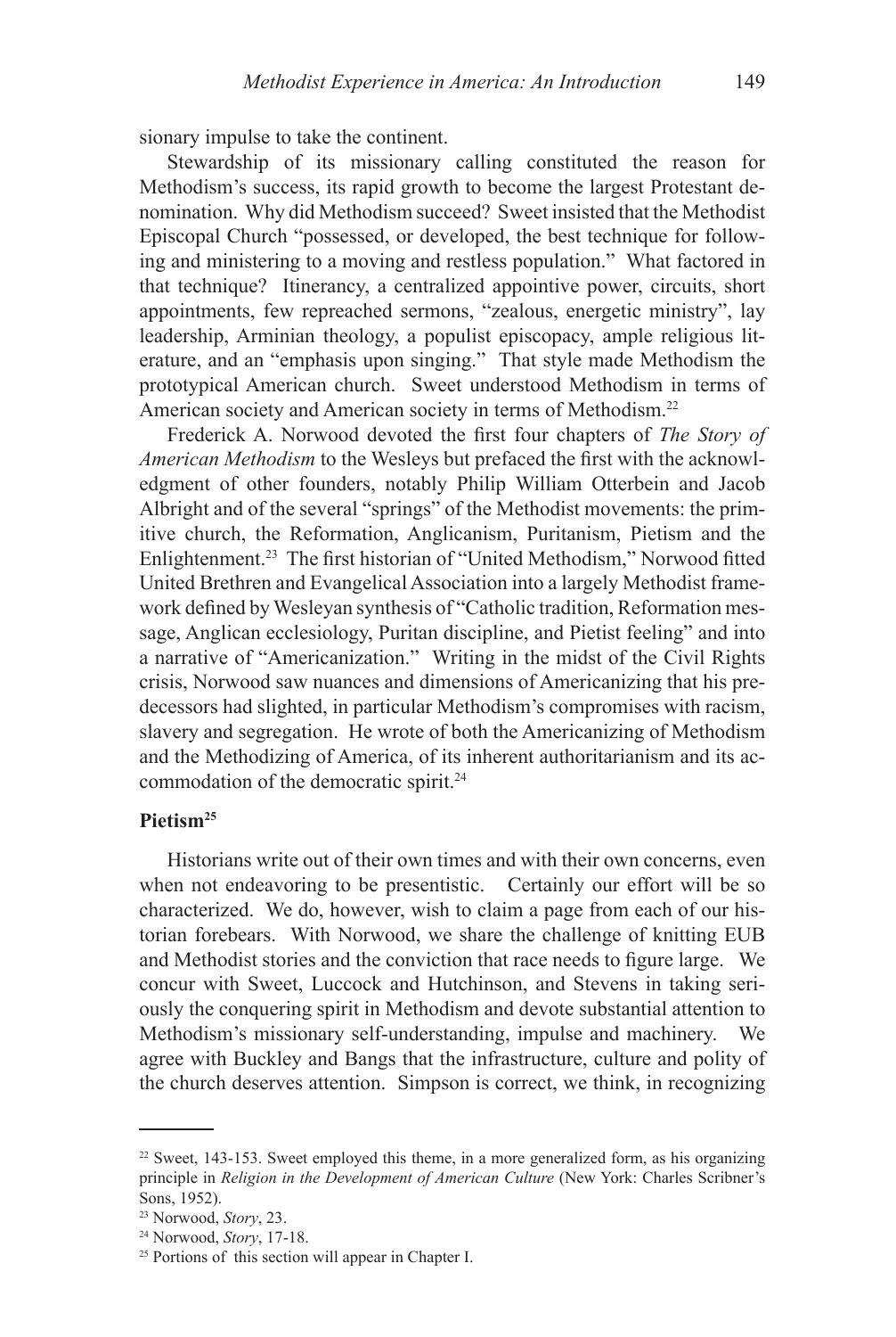sionary impulse to take the continent.

Stewardship of its missionary calling constituted the reason for Methodism's success, its rapid growth to become the largest Protestant denomination. Why did Methodism succeed? Sweet insisted that the Methodist Episcopal Church "possessed, or developed, the best technique for following and ministering to a moving and restless population." What factored in that technique? Itinerancy, a centralized appointive power, circuits, short appointments, few repreached sermons, "zealous, energetic ministry", lay leadership, Arminian theology, a populist episcopacy, ample religious literature, and an "emphasis upon singing." That style made Methodism the prototypical American church. Sweet understood Methodism in terms of American society and American society in terms of Methodism.[22]

Frederick A. Norwood devoted the first four chapters of *The Story of American Methodism* to the Wesleys but prefaced the first with the acknowledgment of other founders, notably Philip William Otterbein and Jacob Albright and of the several "springs" of the Methodist movements: the primitive church, the Reformation, Anglicanism, Puritanism, Pietism and the Enlightenment.[23] The first historian of "United Methodism," Norwood fitted United Brethren and Evangelical Association into a largely Methodist framework defined by Wesleyan synthesis of "Catholic tradition, Reformation message, Anglican ecclesiology, Puritan discipline, and Pietist feeling" and into a narrative of "Americanization." Writing in the midst of the Civil Rights crisis, Norwood saw nuances and dimensions of Americanizing that his predecessors had slighted, in particular Methodism's compromises with racism, slavery and segregation. He wrote of both the Americanizing of Methodism and the Methodizing of America, of its inherent authoritarianism and its accommodation of the democratic spirit.[24]

**Pietism[25]**

Historians write out of their own times and with their own concerns, even when not endeavoring to be presentistic. Certainly our effort will be so characterized. We do, however, wish to claim a page from each of our historian forebears. With Norwood, we share the challenge of knitting EUB and Methodist stories and the conviction that race needs to figure large. We concur with Sweet, Luccock and Hutchinson, and Stevens in taking seriously the conquering spirit in Methodism and devote substantial attention to Methodism's missionary self-understanding, impulse and machinery. We agree with Buckley and Bangs that the infrastructure, culture and polity of the church deserves attention. Simpson is correct, we think, in recognizing

---

[22] Sweet, 143-153. Sweet employed this theme, in a more generalized form, as his organizing principle in *Religion in the Development of American Culture* (New York: Charles Scribner's Sons, 1952).

[23] Norwood, *Story*, 23.

[24] Norwood, *Story*, 17-18.

[25] Portions of this section will appear in Chapter I.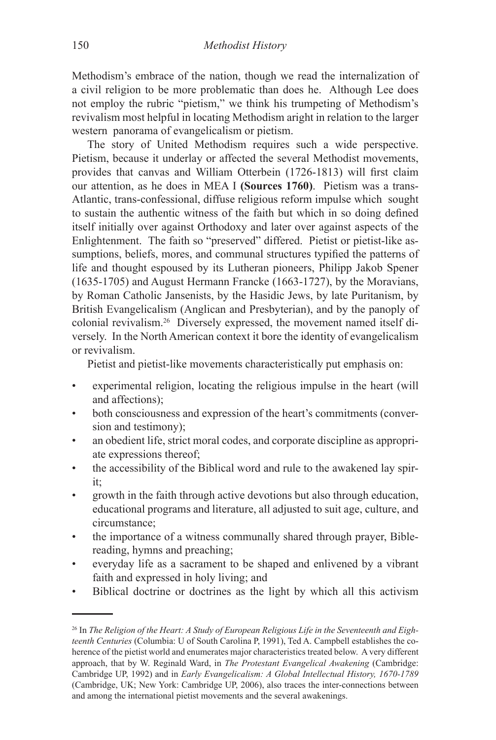Methodism's embrace of the nation, though we read the internalization of a civil religion to be more problematic than does he. Although Lee does not employ the rubric "pietism," we think his trumpeting of Methodism's revivalism most helpful in locating Methodism aright in relation to the larger western panorama of evangelicalism or pietism.

The story of United Methodism requires such a wide perspective. Pietism, because it underlay or affected the several Methodist movements, provides that canvas and William Otterbein (1726-1813) will first claim our attention, as he does in MEA I **(Sources 1760)**. Pietism was a trans-Atlantic, trans-confessional, diffuse religious reform impulse which sought to sustain the authentic witness of the faith but which in so doing defined itself initially over against Orthodoxy and later over against aspects of the Enlightenment. The faith so "preserved" differed. Pietist or pietist-like assumptions, beliefs, mores, and communal structures typified the patterns of life and thought espoused by its Lutheran pioneers, Philipp Jakob Spener (1635-1705) and August Hermann Francke (1663-1727), by the Moravians, by Roman Catholic Jansenists, by the Hasidic Jews, by late Puritanism, by British Evangelicalism (Anglican and Presbyterian), and by the panoply of colonial revivalism.[26] Diversely expressed, the movement named itself diversely. In the North American context it bore the identity of evangelicalism or revivalism.

Pietist and pietist-like movements characteristically put emphasis on:

- experimental religion, locating the religious impulse in the heart (will and affections);
- both consciousness and expression of the heart's commitments (conversion and testimony);
- an obedient life, strict moral codes, and corporate discipline as appropriate expressions thereof;
- the accessibility of the Biblical word and rule to the awakened lay spirit;
- growth in the faith through active devotions but also through education, educational programs and literature, all adjusted to suit age, culture, and circumstance;
- the importance of a witness communally shared through prayer, Bible-reading, hymns and preaching;
- everyday life as a sacrament to be shaped and enlivened by a vibrant faith and expressed in holy living; and
- Biblical doctrine or doctrines as the light by which all this activism

[26] In *The Religion of the Heart: A Study of European Religious Life in the Seventeenth and Eighteenth Centuries* (Columbia: U of South Carolina P, 1991), Ted A. Campbell establishes the coherence of the pietist world and enumerates major characteristics treated below. A very different approach, that by W. Reginald Ward, in *The Protestant Evangelical Awakening* (Cambridge: Cambridge UP, 1992) and in *Early Evangelicalism: A Global Intellectual History, 1670-1789* (Cambridge, UK; New York: Cambridge UP, 2006), also traces the inter-connections between and among the international pietist movements and the several awakenings.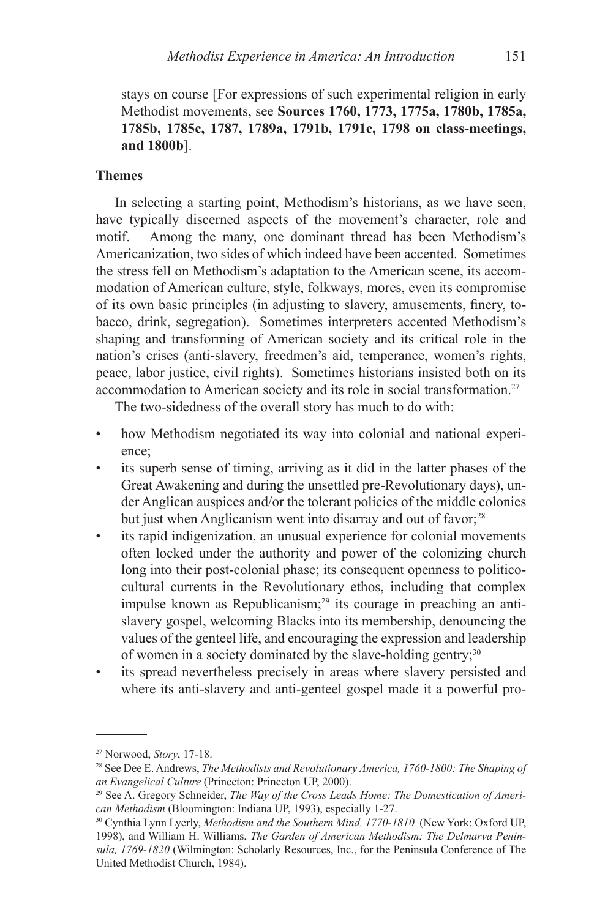stays on course [For expressions of such experimental religion in early Methodist movements, see **Sources 1760, 1773, 1775a, 1780b, 1785a, 1785b, 1785c, 1787, 1789a, 1791b, 1791c, 1798 on class-meetings, and 1800b**].

### Themes

In selecting a starting point, Methodism's historians, as we have seen, have typically discerned aspects of the movement's character, role and motif. Among the many, one dominant thread has been Methodism's Americanization, two sides of which indeed have been accented. Sometimes the stress fell on Methodism's adaptation to the American scene, its accommodation of American culture, style, folkways, mores, even its compromise of its own basic principles (in adjusting to slavery, amusements, finery, tobacco, drink, segregation). Sometimes interpreters accented Methodism's shaping and transforming of American society and its critical role in the nation's crises (anti-slavery, freedmen's aid, temperance, women's rights, peace, labor justice, civil rights). Sometimes historians insisted both on its accommodation to American society and its role in social transformation.[27]

The two-sidedness of the overall story has much to do with:

- how Methodism negotiated its way into colonial and national experience;
- its superb sense of timing, arriving as it did in the latter phases of the Great Awakening and during the unsettled pre-Revolutionary days), under Anglican auspices and/or the tolerant policies of the middle colonies but just when Anglicanism went into disarray and out of favor;[28]
- its rapid indigenization, an unusual experience for colonial movements often locked under the authority and power of the colonizing church long into their post-colonial phase; its consequent openness to politico-cultural currents in the Revolutionary ethos, including that complex impulse known as Republicanism;[29] its courage in preaching an anti-slavery gospel, welcoming Blacks into its membership, denouncing the values of the genteel life, and encouraging the expression and leadership of women in a society dominated by the slave-holding gentry;[30]
- its spread nevertheless precisely in areas where slavery persisted and where its anti-slavery and anti-genteel gospel made it a powerful pro-

---

[27] Norwood, *Story*, 17-18.

[28] See Dee E. Andrews, *The Methodists and Revolutionary America, 1760-1800: The Shaping of an Evangelical Culture* (Princeton: Princeton UP, 2000).

[29] See A. Gregory Schneider, *The Way of the Cross Leads Home: The Domestication of American Methodism* (Bloomington: Indiana UP, 1993), especially 1-27.

[30] Cynthia Lynn Lyerly, *Methodism and the Southern Mind, 1770-1810* (New York: Oxford UP, 1998), and William H. Williams, *The Garden of American Methodism: The Delmarva Peninsula, 1769-1820* (Wilmington: Scholarly Resources, Inc., for the Peninsula Conference of The United Methodist Church, 1984).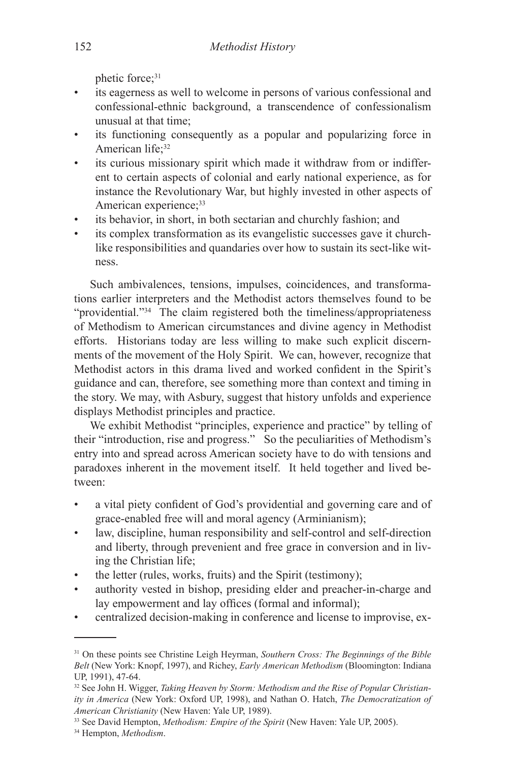phetic force;[31]

- its eagerness as well to welcome in persons of various confessional and confessional-ethnic background, a transcendence of confessionalism unusual at that time;
- its functioning consequently as a popular and popularizing force in American life;[32]
- its curious missionary spirit which made it withdraw from or indifferent to certain aspects of colonial and early national experience, as for instance the Revolutionary War, but highly invested in other aspects of American experience;[33]
- its behavior, in short, in both sectarian and churchly fashion; and
- its complex transformation as its evangelistic successes gave it church-like responsibilities and quandaries over how to sustain its sect-like witness.

Such ambivalences, tensions, impulses, coincidences, and transformations earlier interpreters and the Methodist actors themselves found to be "providential."[34] The claim registered both the timeliness/appropriateness of Methodism to American circumstances and divine agency in Methodist efforts. Historians today are less willing to make such explicit discernments of the movement of the Holy Spirit. We can, however, recognize that Methodist actors in this drama lived and worked confident in the Spirit's guidance and can, therefore, see something more than context and timing in the story. We may, with Asbury, suggest that history unfolds and experience displays Methodist principles and practice.

We exhibit Methodist "principles, experience and practice" by telling of their "introduction, rise and progress." So the peculiarities of Methodism's entry into and spread across American society have to do with tensions and paradoxes inherent in the movement itself. It held together and lived between:

- a vital piety confident of God's providential and governing care and of grace-enabled free will and moral agency (Arminianism);
- law, discipline, human responsibility and self-control and self-direction and liberty, through prevenient and free grace in conversion and in living the Christian life;
- the letter (rules, works, fruits) and the Spirit (testimony);
- authority vested in bishop, presiding elder and preacher-in-charge and lay empowerment and lay offices (formal and informal);
- centralized decision-making in conference and license to improvise, ex-

---

[31] On these points see Christine Leigh Heyrman, *Southern Cross: The Beginnings of the Bible Belt* (New York: Knopf, 1997), and Richey, *Early American Methodism* (Bloomington: Indiana UP, 1991), 47-64.

[32] See John H. Wigger, *Taking Heaven by Storm: Methodism and the Rise of Popular Christianity in America* (New York: Oxford UP, 1998), and Nathan O. Hatch, *The Democratization of American Christianity* (New Haven: Yale UP, 1989).

[33] See David Hempton, *Methodism: Empire of the Spirit* (New Haven: Yale UP, 2005).

[34] Hempton, *Methodism*.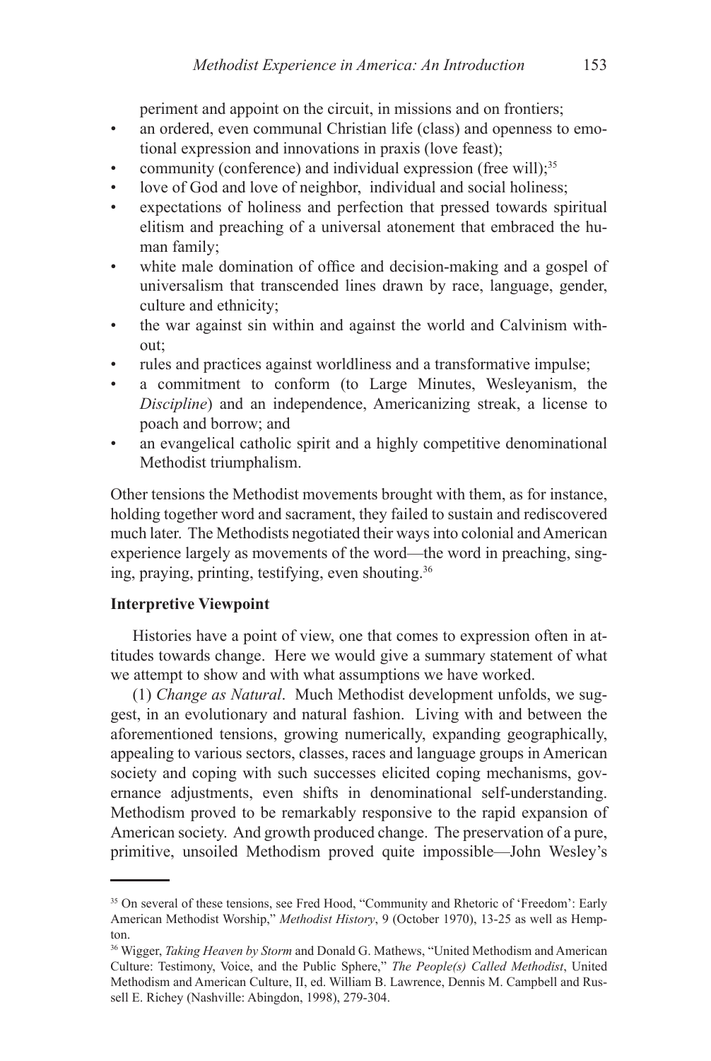periment and appoint on the circuit, in missions and on frontiers;

- an ordered, even communal Christian life (class) and openness to emotional expression and innovations in praxis (love feast);
- community (conference) and individual expression (free will);[35]
- love of God and love of neighbor, individual and social holiness;
- expectations of holiness and perfection that pressed towards spiritual elitism and preaching of a universal atonement that embraced the human family;
- white male domination of office and decision-making and a gospel of universalism that transcended lines drawn by race, language, gender, culture and ethnicity;
- the war against sin within and against the world and Calvinism without;
- rules and practices against worldliness and a transformative impulse;
- a commitment to conform (to Large Minutes, Wesleyanism, the *Discipline*) and an independence, Americanizing streak, a license to poach and borrow; and
- an evangelical catholic spirit and a highly competitive denominational Methodist triumphalism.

Other tensions the Methodist movements brought with them, as for instance, holding together word and sacrament, they failed to sustain and rediscovered much later. The Methodists negotiated their ways into colonial and American experience largely as movements of the word—the word in preaching, singing, praying, printing, testifying, even shouting.[36]

**Interpretive Viewpoint**

Histories have a point of view, one that comes to expression often in attitudes towards change. Here we would give a summary statement of what we attempt to show and with what assumptions we have worked.

(1) *Change as Natural*. Much Methodist development unfolds, we suggest, in an evolutionary and natural fashion. Living with and between the aforementioned tensions, growing numerically, expanding geographically, appealing to various sectors, classes, races and language groups in American society and coping with such successes elicited coping mechanisms, governance adjustments, even shifts in denominational self-understanding. Methodism proved to be remarkably responsive to the rapid expansion of American society. And growth produced change. The preservation of a pure, primitive, unsoiled Methodism proved quite impossible—John Wesley's

---

[35] On several of these tensions, see Fred Hood, "Community and Rhetoric of 'Freedom': Early American Methodist Worship," *Methodist History*, 9 (October 1970), 13-25 as well as Hempton.

[36] Wigger, *Taking Heaven by Storm* and Donald G. Mathews, "United Methodism and American Culture: Testimony, Voice, and the Public Sphere," *The People(s) Called Methodist*, United Methodism and American Culture, II, ed. William B. Lawrence, Dennis M. Campbell and Russell E. Richey (Nashville: Abingdon, 1998), 279-304.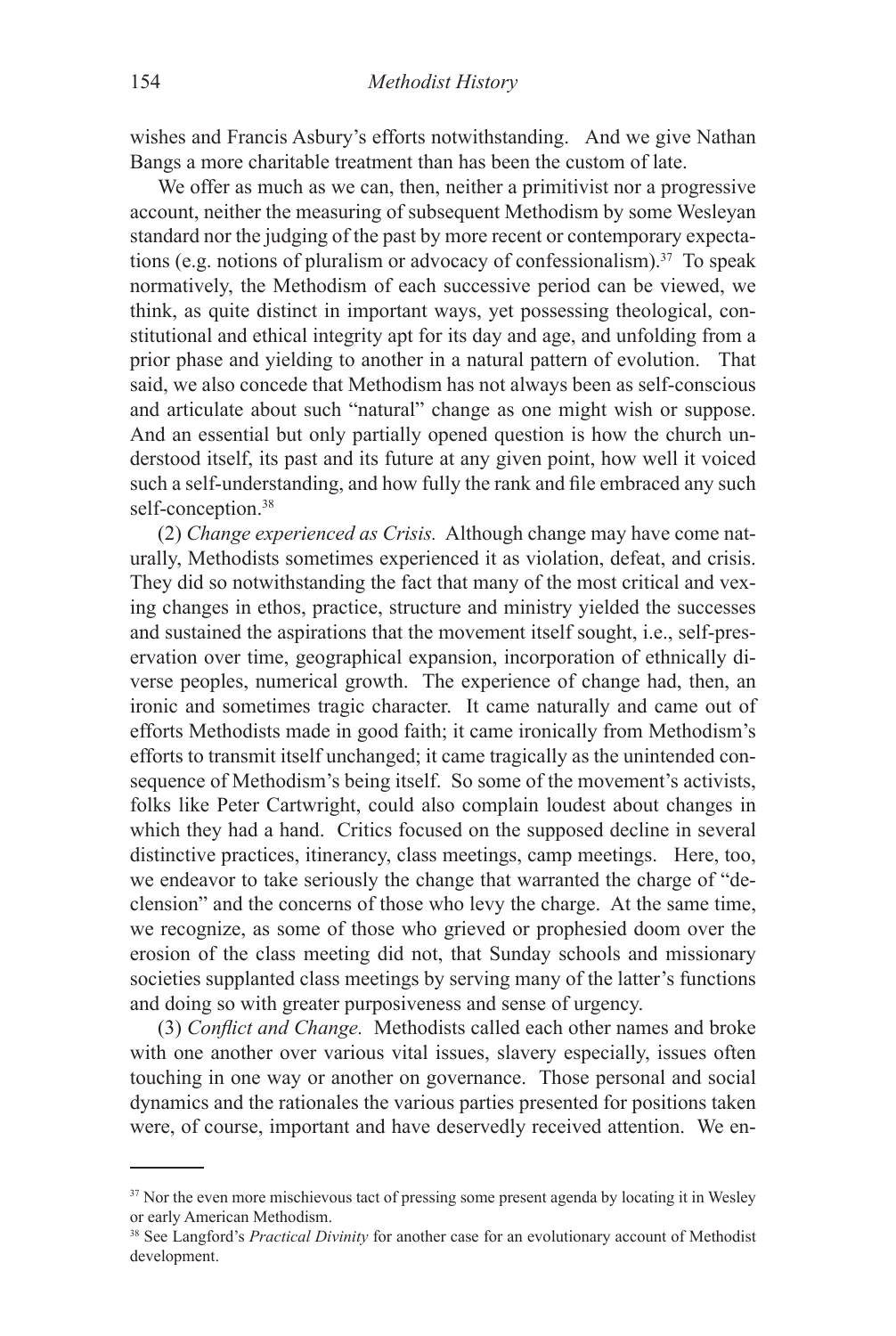wishes and Francis Asbury's efforts notwithstanding. And we give Nathan Bangs a more charitable treatment than has been the custom of late.

We offer as much as we can, then, neither a primitivist nor a progressive account, neither the measuring of subsequent Methodism by some Wesleyan standard nor the judging of the past by more recent or contemporary expectations (e.g. notions of pluralism or advocacy of confessionalism).[37] To speak normatively, the Methodism of each successive period can be viewed, we think, as quite distinct in important ways, yet possessing theological, constitutional and ethical integrity apt for its day and age, and unfolding from a prior phase and yielding to another in a natural pattern of evolution. That said, we also concede that Methodism has not always been as self-conscious and articulate about such "natural" change as one might wish or suppose. And an essential but only partially opened question is how the church understood itself, its past and its future at any given point, how well it voiced such a self-understanding, and how fully the rank and file embraced any such self-conception.[38]

(2) *Change experienced as Crisis.* Although change may have come naturally, Methodists sometimes experienced it as violation, defeat, and crisis. They did so notwithstanding the fact that many of the most critical and vexing changes in ethos, practice, structure and ministry yielded the successes and sustained the aspirations that the movement itself sought, i.e., self-preservation over time, geographical expansion, incorporation of ethnically diverse peoples, numerical growth. The experience of change had, then, an ironic and sometimes tragic character. It came naturally and came out of efforts Methodists made in good faith; it came ironically from Methodism's efforts to transmit itself unchanged; it came tragically as the unintended consequence of Methodism's being itself. So some of the movement's activists, folks like Peter Cartwright, could also complain loudest about changes in which they had a hand. Critics focused on the supposed decline in several distinctive practices, itinerancy, class meetings, camp meetings. Here, too, we endeavor to take seriously the change that warranted the charge of "declension" and the concerns of those who levy the charge. At the same time, we recognize, as some of those who grieved or prophesied doom over the erosion of the class meeting did not, that Sunday schools and missionary societies supplanted class meetings by serving many of the latter's functions and doing so with greater purposiveness and sense of urgency.

(3) *Conflict and Change.* Methodists called each other names and broke with one another over various vital issues, slavery especially, issues often touching in one way or another on governance. Those personal and social dynamics and the rationales the various parties presented for positions taken were, of course, important and have deservedly received attention. We en-

---

[37] Nor the even more mischievous tact of pressing some present agenda by locating it in Wesley or early American Methodism.

[38] See Langford's *Practical Divinity* for another case for an evolutionary account of Methodist development.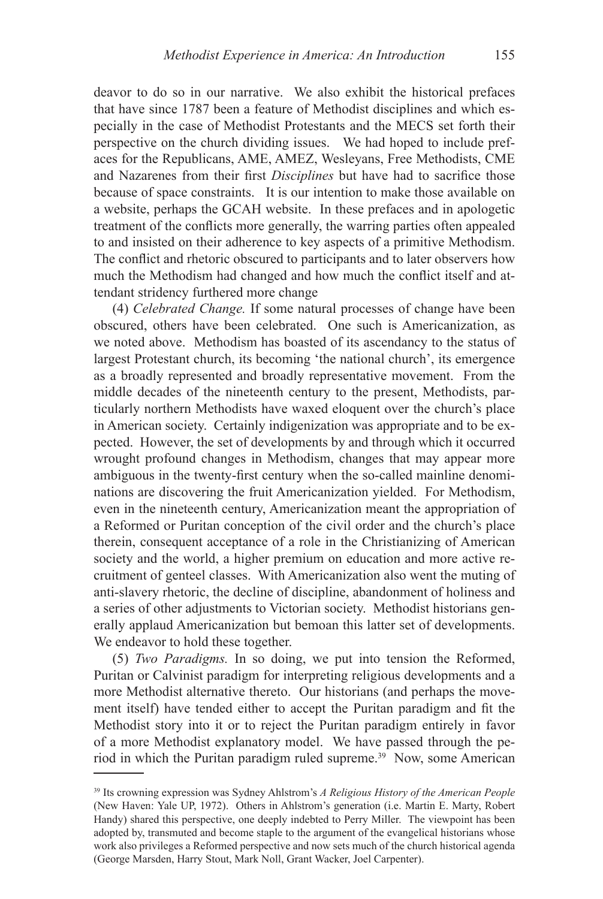deavor to do so in our narrative. We also exhibit the historical prefaces that have since 1787 been a feature of Methodist disciplines and which especially in the case of Methodist Protestants and the MECS set forth their perspective on the church dividing issues. We had hoped to include prefaces for the Republicans, AME, AMEZ, Wesleyans, Free Methodists, CME and Nazarenes from their first *Disciplines* but have had to sacrifice those because of space constraints. It is our intention to make those available on a website, perhaps the GCAH website. In these prefaces and in apologetic treatment of the conflicts more generally, the warring parties often appealed to and insisted on their adherence to key aspects of a primitive Methodism. The conflict and rhetoric obscured to participants and to later observers how much the Methodism had changed and how much the conflict itself and attendant stridency furthered more change

(4) *Celebrated Change.* If some natural processes of change have been obscured, others have been celebrated. One such is Americanization, as we noted above. Methodism has boasted of its ascendancy to the status of largest Protestant church, its becoming 'the national church', its emergence as a broadly represented and broadly representative movement. From the middle decades of the nineteenth century to the present, Methodists, particularly northern Methodists have waxed eloquent over the church's place in American society. Certainly indigenization was appropriate and to be expected. However, the set of developments by and through which it occurred wrought profound changes in Methodism, changes that may appear more ambiguous in the twenty-first century when the so-called mainline denominations are discovering the fruit Americanization yielded. For Methodism, even in the nineteenth century, Americanization meant the appropriation of a Reformed or Puritan conception of the civil order and the church's place therein, consequent acceptance of a role in the Christianizing of American society and the world, a higher premium on education and more active recruitment of genteel classes. With Americanization also went the muting of anti-slavery rhetoric, the decline of discipline, abandonment of holiness and a series of other adjustments to Victorian society. Methodist historians generally applaud Americanization but bemoan this latter set of developments. We endeavor to hold these together.

(5) *Two Paradigms.* In so doing, we put into tension the Reformed, Puritan or Calvinist paradigm for interpreting religious developments and a more Methodist alternative thereto. Our historians (and perhaps the movement itself) have tended either to accept the Puritan paradigm and fit the Methodist story into it or to reject the Puritan paradigm entirely in favor of a more Methodist explanatory model. We have passed through the period in which the Puritan paradigm ruled supreme.[39] Now, some American

---

[39] Its crowning expression was Sydney Ahlstrom's *A Religious History of the American People* (New Haven: Yale UP, 1972). Others in Ahlstrom's generation (i.e. Martin E. Marty, Robert Handy) shared this perspective, one deeply indebted to Perry Miller. The viewpoint has been adopted by, transmuted and become staple to the argument of the evangelical historians whose work also privileges a Reformed perspective and now sets much of the church historical agenda (George Marsden, Harry Stout, Mark Noll, Grant Wacker, Joel Carpenter).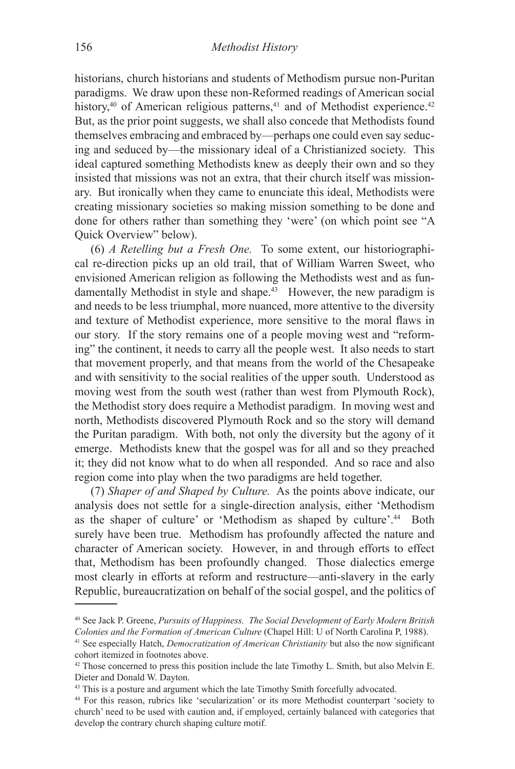historians, church historians and students of Methodism pursue non-Puritan paradigms. We draw upon these non-Reformed readings of American social history,[40] of American religious patterns,[41] and of Methodist experience.[42] But, as the prior point suggests, we shall also concede that Methodists found themselves embracing and embraced by—perhaps one could even say seducing and seduced by—the missionary ideal of a Christianized society. This ideal captured something Methodists knew as deeply their own and so they insisted that missions was not an extra, that their church itself was missionary. But ironically when they came to enunciate this ideal, Methodists were creating missionary societies so making mission something to be done and done for others rather than something they 'were' (on which point see "A Quick Overview" below).

(6) *A Retelling but a Fresh One.* To some extent, our historiographical re-direction picks up an old trail, that of William Warren Sweet, who envisioned American religion as following the Methodists west and as fundamentally Methodist in style and shape.[43] However, the new paradigm is and needs to be less triumphal, more nuanced, more attentive to the diversity and texture of Methodist experience, more sensitive to the moral flaws in our story. If the story remains one of a people moving west and "reforming" the continent, it needs to carry all the people west. It also needs to start that movement properly, and that means from the world of the Chesapeake and with sensitivity to the social realities of the upper south. Understood as moving west from the south west (rather than west from Plymouth Rock), the Methodist story does require a Methodist paradigm. In moving west and north, Methodists discovered Plymouth Rock and so the story will demand the Puritan paradigm. With both, not only the diversity but the agony of it emerge. Methodists knew that the gospel was for all and so they preached it; they did not know what to do when all responded. And so race and also region come into play when the two paradigms are held together.

(7) *Shaper of and Shaped by Culture.* As the points above indicate, our analysis does not settle for a single-direction analysis, either 'Methodism as the shaper of culture' or 'Methodism as shaped by culture'.[44] Both surely have been true. Methodism has profoundly affected the nature and character of American society. However, in and through efforts to effect that, Methodism has been profoundly changed. Those dialectics emerge most clearly in efforts at reform and restructure—anti-slavery in the early Republic, bureaucratization on behalf of the social gospel, and the politics of

---

[40] See Jack P. Greene, *Pursuits of Happiness. The Social Development of Early Modern British Colonies and the Formation of American Culture* (Chapel Hill: U of North Carolina P, 1988).

[41] See especially Hatch, *Democratization of American Christianity* but also the now significant cohort itemized in footnotes above.

[42] Those concerned to press this position include the late Timothy L. Smith, but also Melvin E. Dieter and Donald W. Dayton.

[43] This is a posture and argument which the late Timothy Smith forcefully advocated.

[44] For this reason, rubrics like 'secularization' or its more Methodist counterpart 'society to church' need to be used with caution and, if employed, certainly balanced with categories that develop the contrary church shaping culture motif.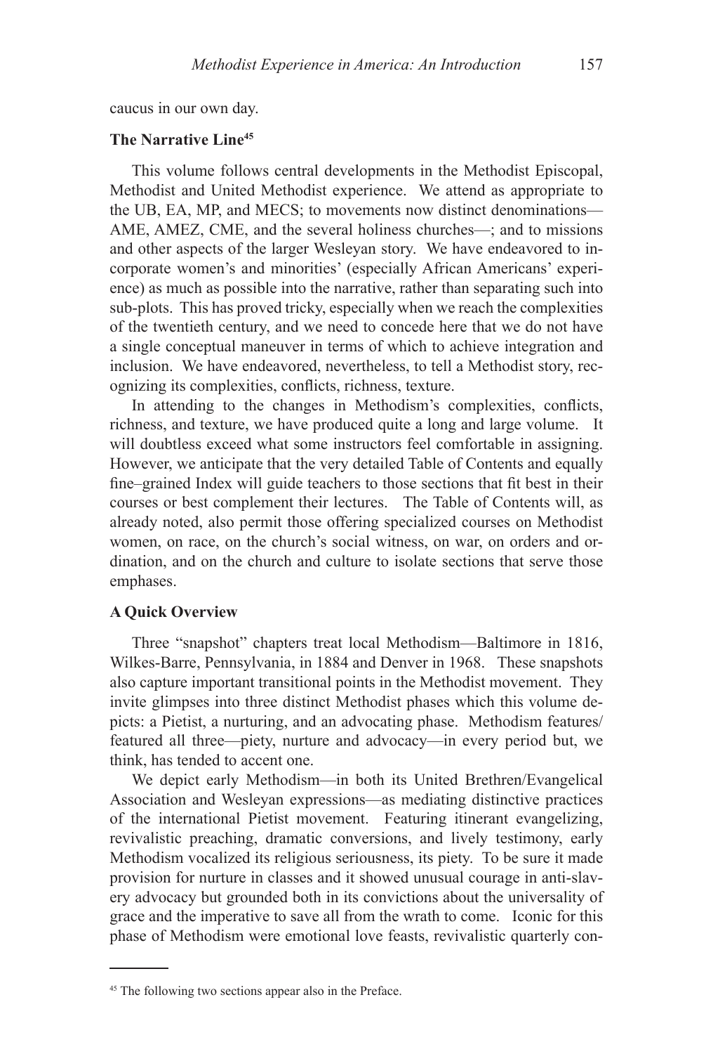caucus in our own day.

**The Narrative Line**[45]

This volume follows central developments in the Methodist Episcopal, Methodist and United Methodist experience. We attend as appropriate to the UB, EA, MP, and MECS; to movements now distinct denominations—AME, AMEZ, CME, and the several holiness churches—; and to missions and other aspects of the larger Wesleyan story. We have endeavored to incorporate women's and minorities' (especially African Americans' experience) as much as possible into the narrative, rather than separating such into sub-plots. This has proved tricky, especially when we reach the complexities of the twentieth century, and we need to concede here that we do not have a single conceptual maneuver in terms of which to achieve integration and inclusion. We have endeavored, nevertheless, to tell a Methodist story, recognizing its complexities, conflicts, richness, texture.

In attending to the changes in Methodism's complexities, conflicts, richness, and texture, we have produced quite a long and large volume. It will doubtless exceed what some instructors feel comfortable in assigning. However, we anticipate that the very detailed Table of Contents and equally fine–grained Index will guide teachers to those sections that fit best in their courses or best complement their lectures. The Table of Contents will, as already noted, also permit those offering specialized courses on Methodist women, on race, on the church's social witness, on war, on orders and ordination, and on the church and culture to isolate sections that serve those emphases.

**A Quick Overview**

Three "snapshot" chapters treat local Methodism—Baltimore in 1816, Wilkes-Barre, Pennsylvania, in 1884 and Denver in 1968. These snapshots also capture important transitional points in the Methodist movement. They invite glimpses into three distinct Methodist phases which this volume depicts: a Pietist, a nurturing, and an advocating phase. Methodism features/featured all three—piety, nurture and advocacy—in every period but, we think, has tended to accent one.

We depict early Methodism—in both its United Brethren/Evangelical Association and Wesleyan expressions—as mediating distinctive practices of the international Pietist movement. Featuring itinerant evangelizing, revivalistic preaching, dramatic conversions, and lively testimony, early Methodism vocalized its religious seriousness, its piety. To be sure it made provision for nurture in classes and it showed unusual courage in anti-slavery advocacy but grounded both in its convictions about the universality of grace and the imperative to save all from the wrath to come. Iconic for this phase of Methodism were emotional love feasts, revivalistic quarterly con-

[45] The following two sections appear also in the Preface.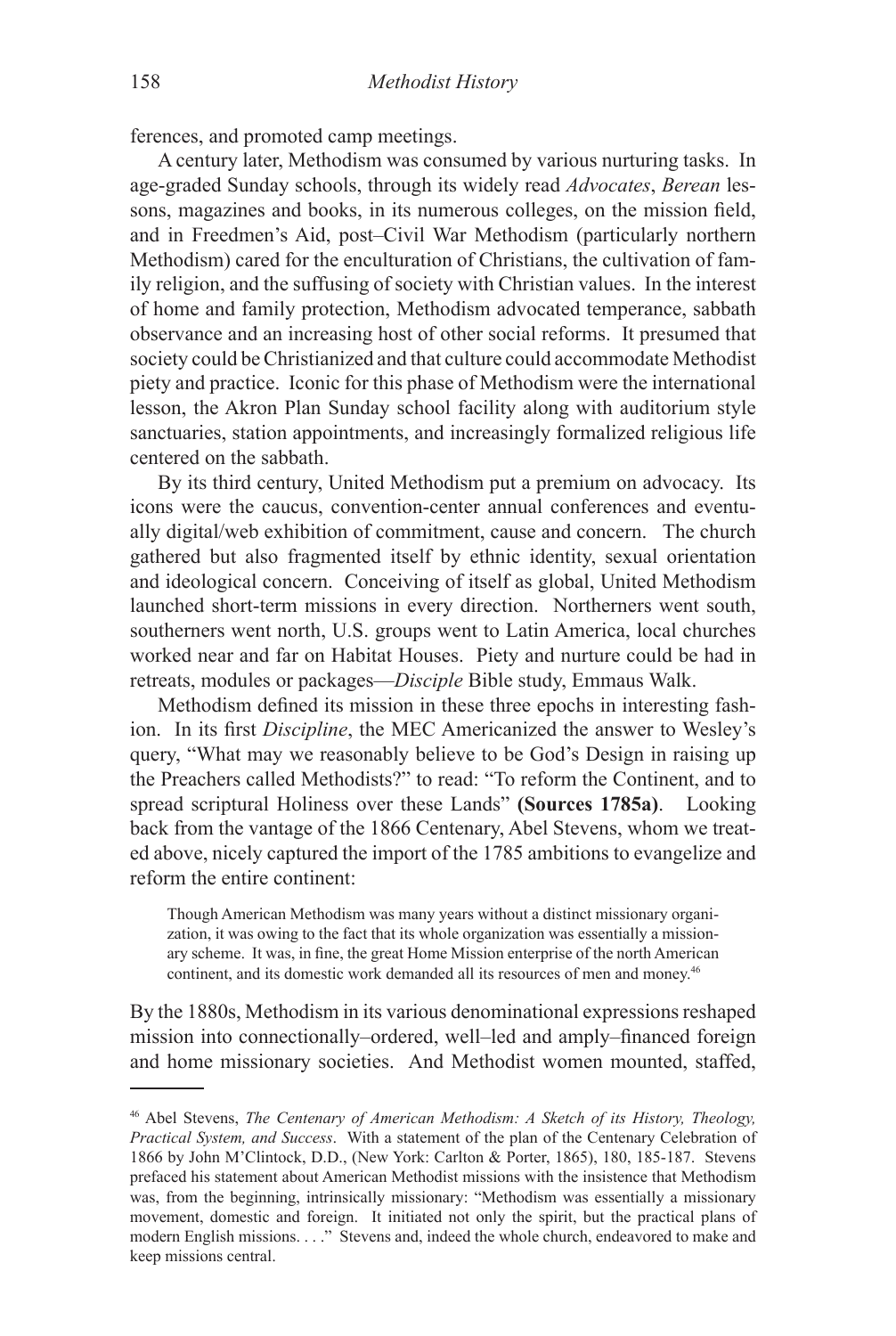ferences, and promoted camp meetings.

A century later, Methodism was consumed by various nurturing tasks. In age-graded Sunday schools, through its widely read *Advocates*, *Berean* lessons, magazines and books, in its numerous colleges, on the mission field, and in Freedmen's Aid, post–Civil War Methodism (particularly northern Methodism) cared for the enculturation of Christians, the cultivation of family religion, and the suffusing of society with Christian values. In the interest of home and family protection, Methodism advocated temperance, sabbath observance and an increasing host of other social reforms. It presumed that society could be Christianized and that culture could accommodate Methodist piety and practice. Iconic for this phase of Methodism were the international lesson, the Akron Plan Sunday school facility along with auditorium style sanctuaries, station appointments, and increasingly formalized religious life centered on the sabbath.

By its third century, United Methodism put a premium on advocacy. Its icons were the caucus, convention-center annual conferences and eventually digital/web exhibition of commitment, cause and concern. The church gathered but also fragmented itself by ethnic identity, sexual orientation and ideological concern. Conceiving of itself as global, United Methodism launched short-term missions in every direction. Northerners went south, southerners went north, U.S. groups went to Latin America, local churches worked near and far on Habitat Houses. Piety and nurture could be had in retreats, modules or packages—*Disciple* Bible study, Emmaus Walk.

Methodism defined its mission in these three epochs in interesting fashion. In its first *Discipline*, the MEC Americanized the answer to Wesley's query, "What may we reasonably believe to be God's Design in raising up the Preachers called Methodists?" to read: "To reform the Continent, and to spread scriptural Holiness over these Lands" **(Sources 1785a)**. Looking back from the vantage of the 1866 Centenary, Abel Stevens, whom we treated above, nicely captured the import of the 1785 ambitions to evangelize and reform the entire continent:

> Though American Methodism was many years without a distinct missionary organization, it was owing to the fact that its whole organization was essentially a missionary scheme. It was, in fine, the great Home Mission enterprise of the north American continent, and its domestic work demanded all its resources of men and money.[46]

By the 1880s, Methodism in its various denominational expressions reshaped mission into connectionally–ordered, well–led and amply–financed foreign and home missionary societies. And Methodist women mounted, staffed,

---

[46] Abel Stevens, *The Centenary of American Methodism: A Sketch of its History, Theology, Practical System, and Success*. With a statement of the plan of the Centenary Celebration of 1866 by John M'Clintock, D.D., (New York: Carlton & Porter, 1865), 180, 185-187. Stevens prefaced his statement about American Methodist missions with the insistence that Methodism was, from the beginning, intrinsically missionary: "Methodism was essentially a missionary movement, domestic and foreign. It initiated not only the spirit, but the practical plans of modern English missions. . . ." Stevens and, indeed the whole church, endeavored to make and keep missions central.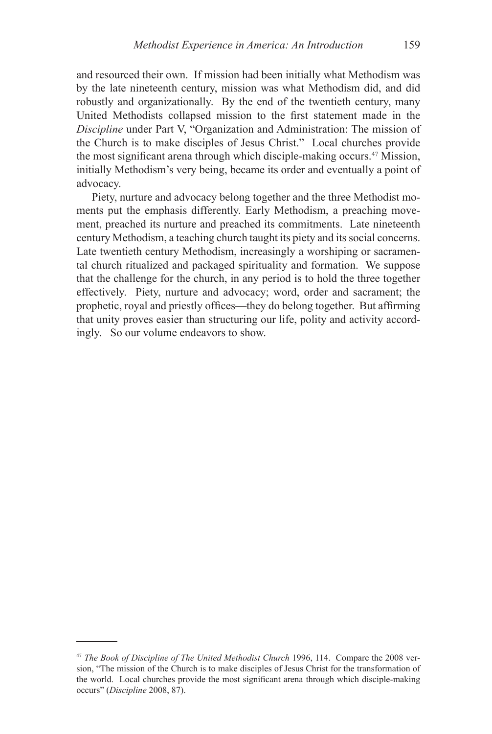and resourced their own. If mission had been initially what Methodism was by the late nineteenth century, mission was what Methodism did, and did robustly and organizationally. By the end of the twentieth century, many United Methodists collapsed mission to the first statement made in the *Discipline* under Part V, "Organization and Administration: The mission of the Church is to make disciples of Jesus Christ." Local churches provide the most significant arena through which disciple-making occurs.[47] Mission, initially Methodism's very being, became its order and eventually a point of advocacy.

Piety, nurture and advocacy belong together and the three Methodist moments put the emphasis differently. Early Methodism, a preaching movement, preached its nurture and preached its commitments. Late nineteenth century Methodism, a teaching church taught its piety and its social concerns. Late twentieth century Methodism, increasingly a worshiping or sacramental church ritualized and packaged spirituality and formation. We suppose that the challenge for the church, in any period is to hold the three together effectively. Piety, nurture and advocacy; word, order and sacrament; the prophetic, royal and priestly offices—they do belong together. But affirming that unity proves easier than structuring our life, polity and activity accordingly. So our volume endeavors to show.

---

[47] *The Book of Discipline of The United Methodist Church* 1996, 114. Compare the 2008 version, "The mission of the Church is to make disciples of Jesus Christ for the transformation of the world. Local churches provide the most significant arena through which disciple-making occurs" (*Discipline* 2008, 87).